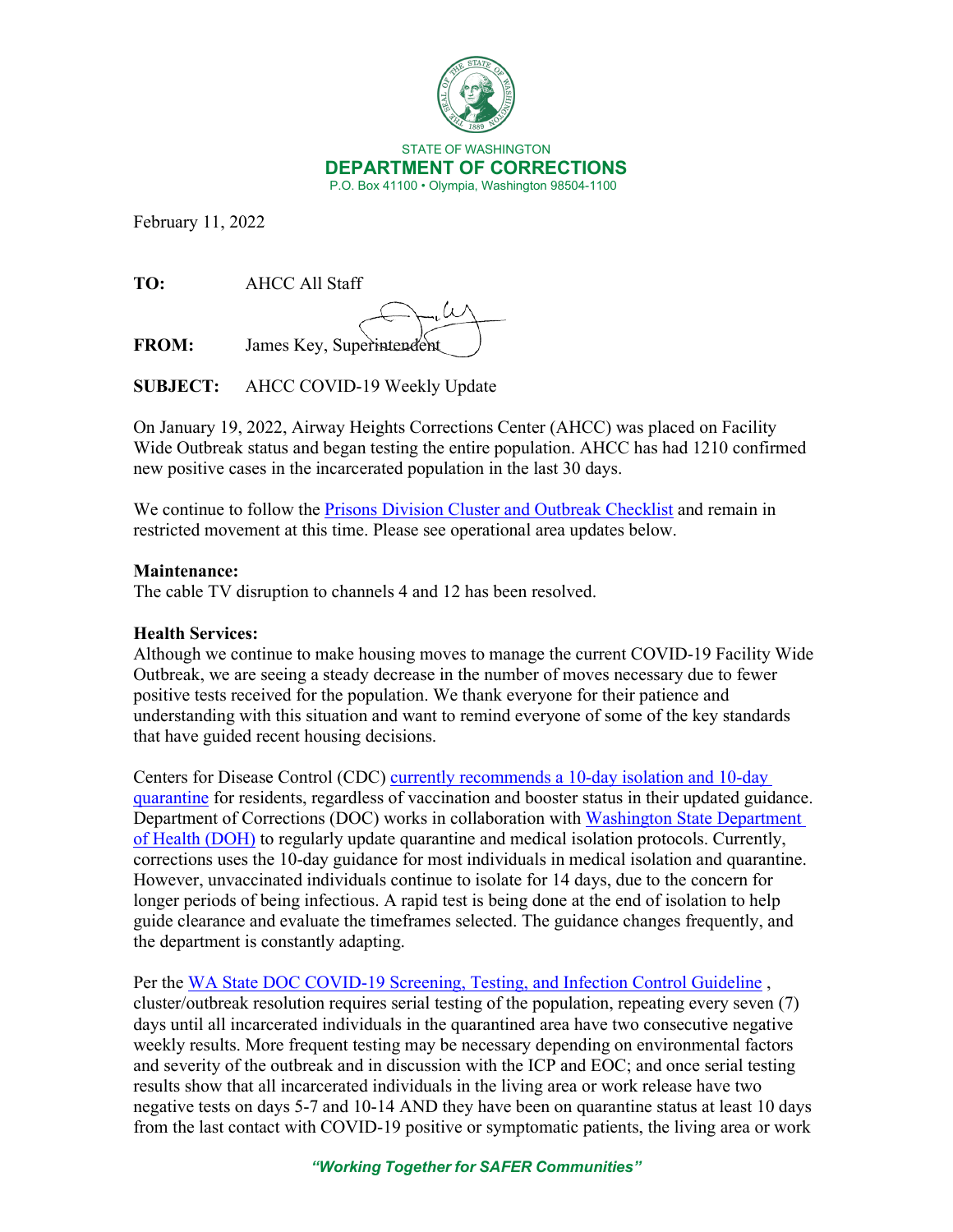STATE OF WASHINGTON
**DEPARTMENT OF CORRECTIONS**
P.O. Box 41100 • Olympia, Washington 98504-1100

February 11, 2022

**TO:** AHCC All Staff

**FROM:** James Key, Superintendent

**SUBJECT:** AHCC COVID-19 Weekly Update

On January 19, 2022, Airway Heights Corrections Center (AHCC) was placed on Facility Wide Outbreak status and began testing the entire population. AHCC has had 1210 confirmed new positive cases in the incarcerated population in the last 30 days.

We continue to follow the Prisons Division Cluster and Outbreak Checklist and remain in restricted movement at this time. Please see operational area updates below.

**Maintenance:**
The cable TV disruption to channels 4 and 12 has been resolved.

**Health Services:**
Although we continue to make housing moves to manage the current COVID-19 Facility Wide Outbreak, we are seeing a steady decrease in the number of moves necessary due to fewer positive tests received for the population. We thank everyone for their patience and understanding with this situation and want to remind everyone of some of the key standards that have guided recent housing decisions.

Centers for Disease Control (CDC) currently recommends a 10-day isolation and 10-day quarantine for residents, regardless of vaccination and booster status in their updated guidance. Department of Corrections (DOC) works in collaboration with Washington State Department of Health (DOH) to regularly update quarantine and medical isolation protocols. Currently, corrections uses the 10-day guidance for most individuals in medical isolation and quarantine. However, unvaccinated individuals continue to isolate for 14 days, due to the concern for longer periods of being infectious. A rapid test is being done at the end of isolation to help guide clearance and evaluate the timeframes selected. The guidance changes frequently, and the department is constantly adapting.

Per the WA State DOC COVID-19 Screening, Testing, and Infection Control Guideline, cluster/outbreak resolution requires serial testing of the population, repeating every seven (7) days until all incarcerated individuals in the quarantined area have two consecutive negative weekly results. More frequent testing may be necessary depending on environmental factors and severity of the outbreak and in discussion with the ICP and EOC; and once serial testing results show that all incarcerated individuals in the living area or work release have two negative tests on days 5-7 and 10-14 AND they have been on quarantine status at least 10 days from the last contact with COVID-19 positive or symptomatic patients, the living area or work

*"Working Together for SAFER Communities"*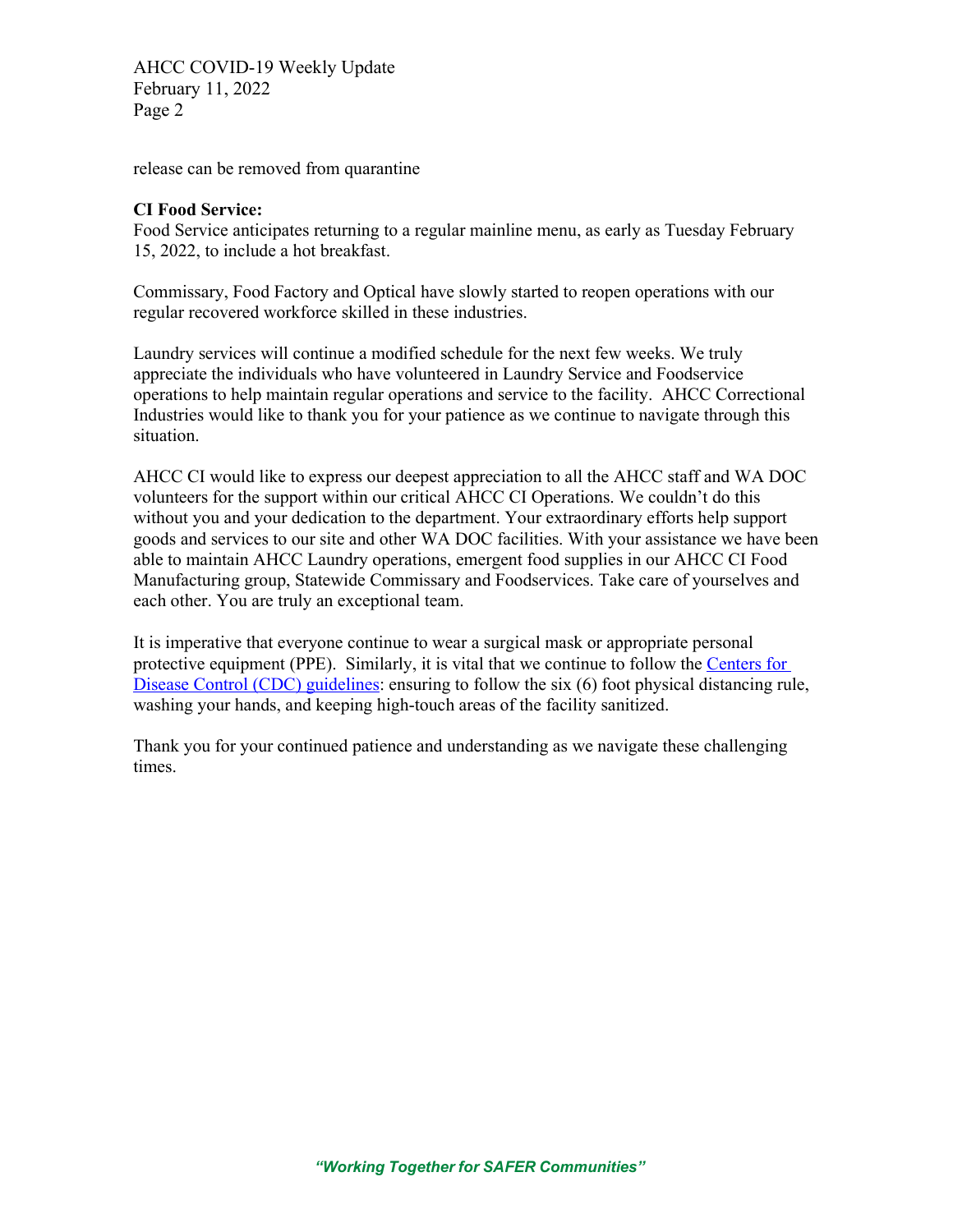release can be removed from quarantine

**CI Food Service:**
Food Service anticipates returning to a regular mainline menu, as early as Tuesday February 15, 2022, to include a hot breakfast.

Commissary, Food Factory and Optical have slowly started to reopen operations with our regular recovered workforce skilled in these industries.

Laundry services will continue a modified schedule for the next few weeks. We truly appreciate the individuals who have volunteered in Laundry Service and Foodservice operations to help maintain regular operations and service to the facility. AHCC Correctional Industries would like to thank you for your patience as we continue to navigate through this situation.

AHCC CI would like to express our deepest appreciation to all the AHCC staff and WA DOC volunteers for the support within our critical AHCC CI Operations. We couldn't do this without you and your dedication to the department. Your extraordinary efforts help support goods and services to our site and other WA DOC facilities. With your assistance we have been able to maintain AHCC Laundry operations, emergent food supplies in our AHCC CI Food Manufacturing group, Statewide Commissary and Foodservices. Take care of yourselves and each other. You are truly an exceptional team.

It is imperative that everyone continue to wear a surgical mask or appropriate personal protective equipment (PPE). Similarly, it is vital that we continue to follow the Centers for Disease Control (CDC) guidelines: ensuring to follow the six (6) foot physical distancing rule, washing your hands, and keeping high-touch areas of the facility sanitized.

Thank you for your continued patience and understanding as we navigate these challenging times.

***"Working Together for SAFER Communities"***